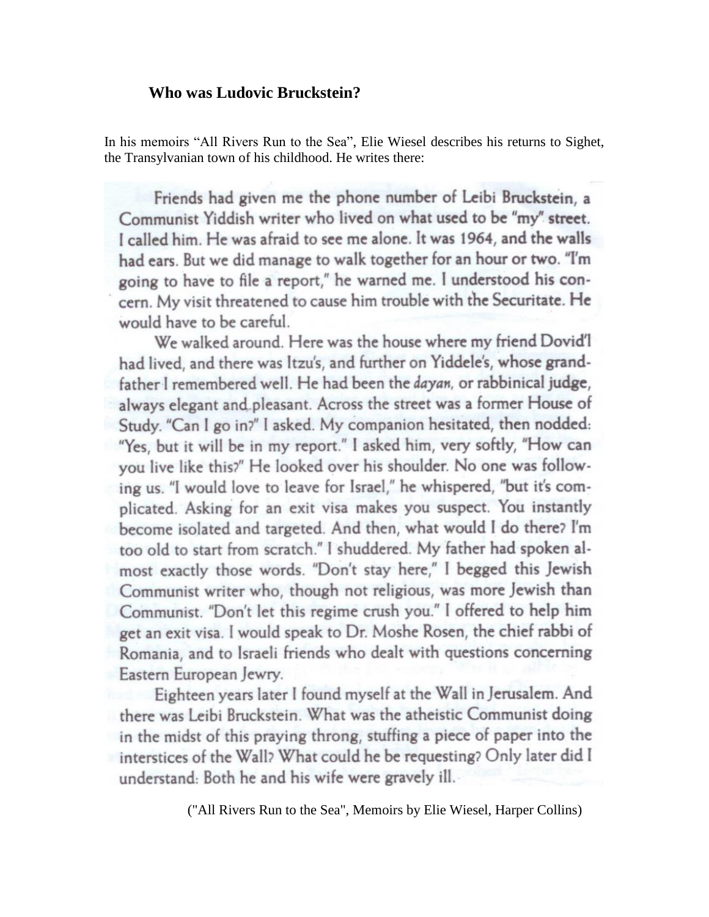## Who was Ludovic Bruckstein?

In his memoirs “All Rivers Run to the Sea”, Elie Wiesel describes his returns to Sighet, the Transylvanian town of his childhood. He writes there:

> Friends had given me the phone number of Leibi Bruckstein, a Communist Yiddish writer who lived on what used to be "my" street. I called him. He was afraid to see me alone. It was 1964, and the walls had ears. But we did manage to walk together for an hour or two. "I'm going to have to file a report," he warned me. I understood his concern. My visit threatened to cause him trouble with the Securitate. He would have to be careful.
>
> We walked around. Here was the house where my friend Dovid'l had lived, and there was Itzu's, and further on Yiddele's, whose grandfather I remembered well. He had been the *dayan*, or rabbinical judge, always elegant and pleasant. Across the street was a former House of Study. "Can I go in?" I asked. My companion hesitated, then nodded: "Yes, but it will be in my report." I asked him, very softly, "How can you live like this?" He looked over his shoulder. No one was following us. "I would love to leave for Israel," he whispered, "but it's complicated. Asking for an exit visa makes you suspect. You instantly become isolated and targeted. And then, what would I do there? I'm too old to start from scratch." I shuddered. My father had spoken almost exactly those words. "Don't stay here," I begged this Jewish Communist writer who, though not religious, was more Jewish than Communist. "Don't let this regime crush you." I offered to help him get an exit visa. I would speak to Dr. Moshe Rosen, the chief rabbi of Romania, and to Israeli friends who dealt with questions concerning Eastern European Jewry.
>
> Eighteen years later I found myself at the Wall in Jerusalem. And there was Leibi Bruckstein. What was the atheistic Communist doing in the midst of this praying throng, stuffing a piece of paper into the interstices of the Wall? What could he be requesting? Only later did I understand: Both he and his wife were gravely ill.

("All Rivers Run to the Sea", Memoirs by Elie Wiesel, Harper Collins)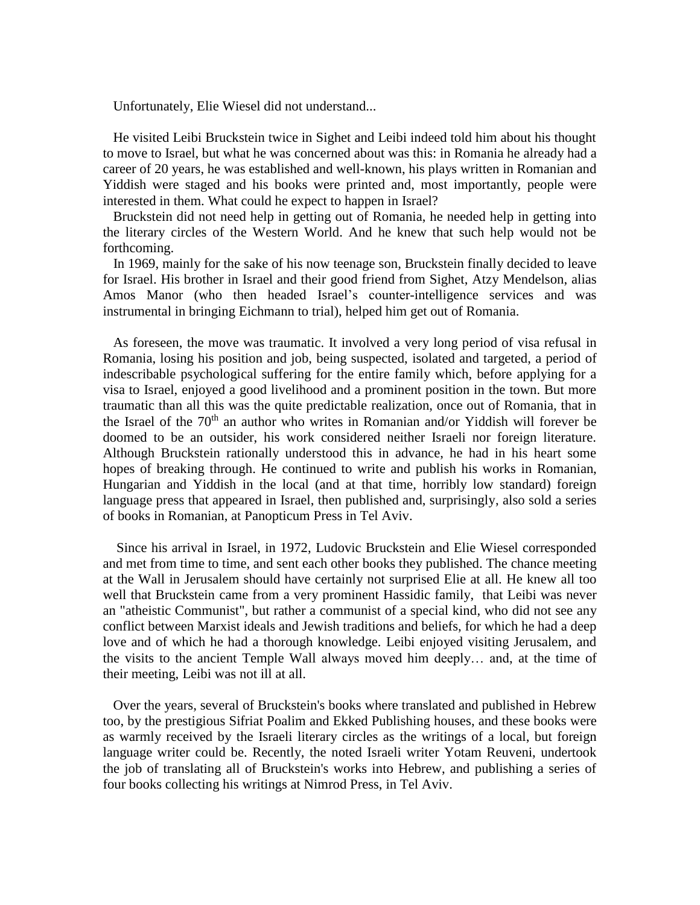Unfortunately, Elie Wiesel did not understand...

He visited Leibi Bruckstein twice in Sighet and Leibi indeed told him about his thought to move to Israel, but what he was concerned about was this: in Romania he already had a career of 20 years, he was established and well-known, his plays written in Romanian and Yiddish were staged and his books were printed and, most importantly, people were interested in them. What could he expect to happen in Israel?

Bruckstein did not need help in getting out of Romania, he needed help in getting into the literary circles of the Western World. And he knew that such help would not be forthcoming.

In 1969, mainly for the sake of his now teenage son, Bruckstein finally decided to leave for Israel. His brother in Israel and their good friend from Sighet, Atzy Mendelson, alias Amos Manor (who then headed Israel's counter-intelligence services and was instrumental in bringing Eichmann to trial), helped him get out of Romania.

As foreseen, the move was traumatic. It involved a very long period of visa refusal in Romania, losing his position and job, being suspected, isolated and targeted, a period of indescribable psychological suffering for the entire family which, before applying for a visa to Israel, enjoyed a good livelihood and a prominent position in the town. But more traumatic than all this was the quite predictable realization, once out of Romania, that in the Israel of the 70th an author who writes in Romanian and/or Yiddish will forever be doomed to be an outsider, his work considered neither Israeli nor foreign literature. Although Bruckstein rationally understood this in advance, he had in his heart some hopes of breaking through. He continued to write and publish his works in Romanian, Hungarian and Yiddish in the local (and at that time, horribly low standard) foreign language press that appeared in Israel, then published and, surprisingly, also sold a series of books in Romanian, at Panopticum Press in Tel Aviv.

Since his arrival in Israel, in 1972, Ludovic Bruckstein and Elie Wiesel corresponded and met from time to time, and sent each other books they published. The chance meeting at the Wall in Jerusalem should have certainly not surprised Elie at all. He knew all too well that Bruckstein came from a very prominent Hassidic family, that Leibi was never an "atheistic Communist", but rather a communist of a special kind, who did not see any conflict between Marxist ideals and Jewish traditions and beliefs, for which he had a deep love and of which he had a thorough knowledge. Leibi enjoyed visiting Jerusalem, and the visits to the ancient Temple Wall always moved him deeply… and, at the time of their meeting, Leibi was not ill at all.

Over the years, several of Bruckstein's books where translated and published in Hebrew too, by the prestigious Sifriat Poalim and Ekked Publishing houses, and these books were as warmly received by the Israeli literary circles as the writings of a local, but foreign language writer could be. Recently, the noted Israeli writer Yotam Reuveni, undertook the job of translating all of Bruckstein's works into Hebrew, and publishing a series of four books collecting his writings at Nimrod Press, in Tel Aviv.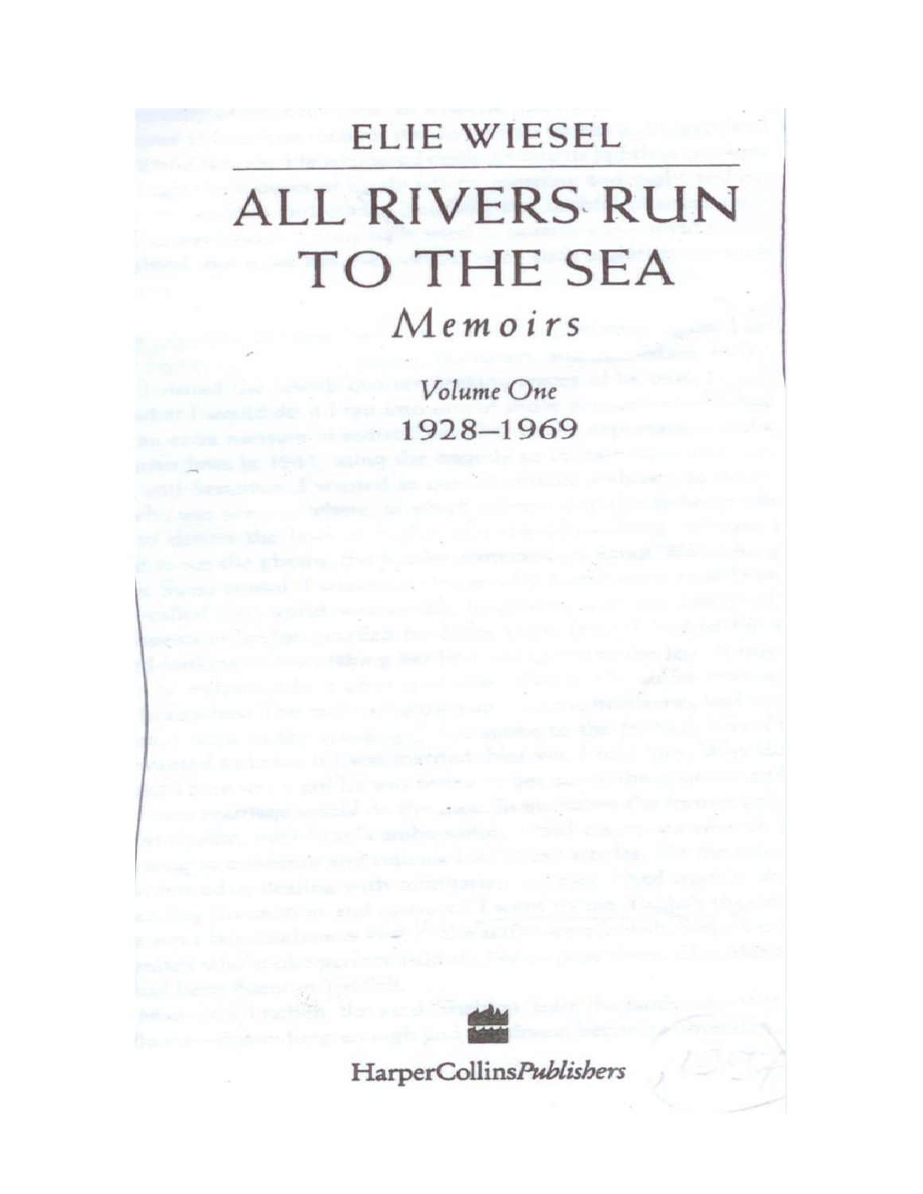# ELIE WIESEL

# ALL RIVERS RUN TO THE SEA

## *Memoirs*

*Volume One*

1928–1969

HarperCollins*Publishers*